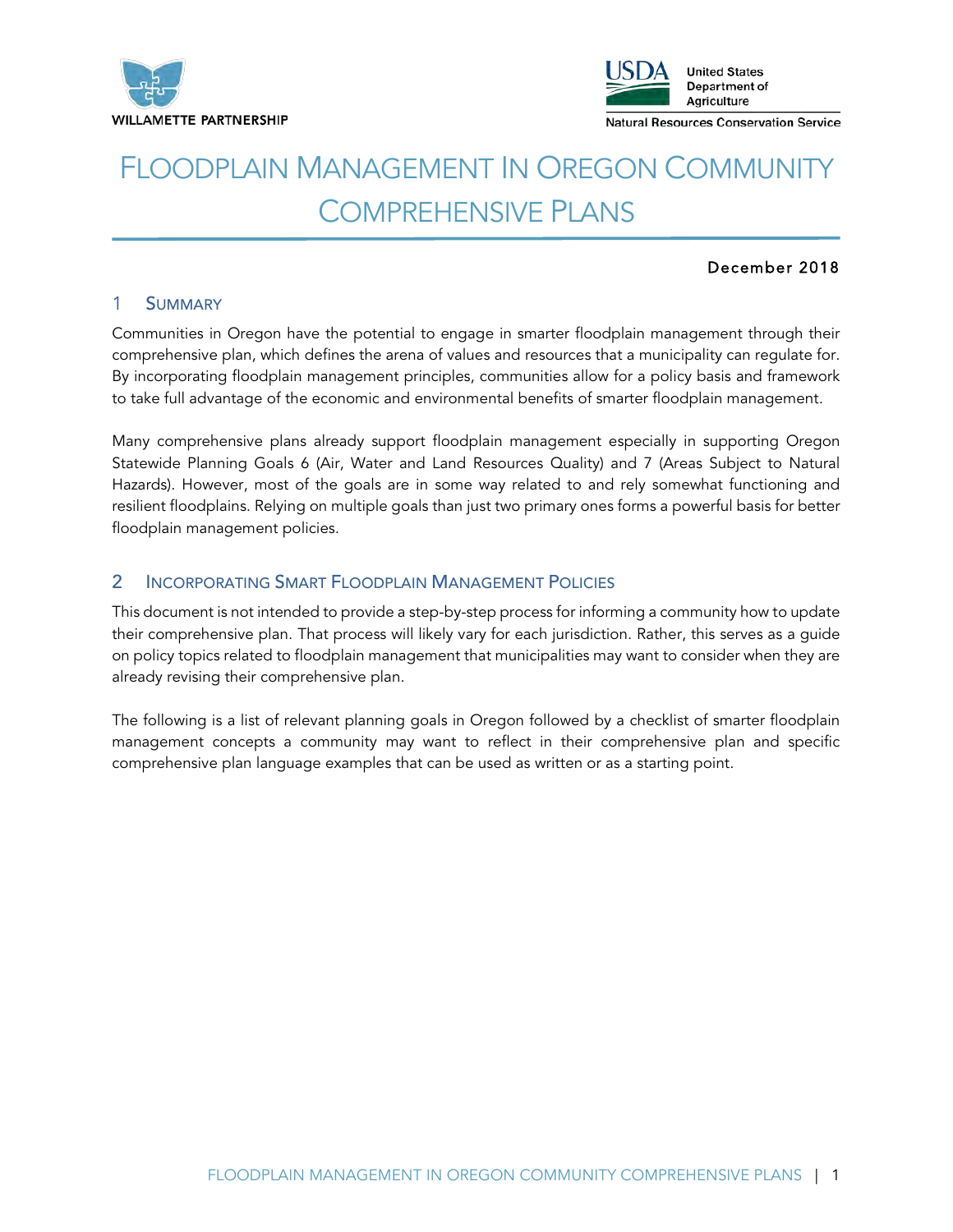WILLAMETTE PARTNERSHIP

USDA United States Department of Agriculture
Natural Resources Conservation Service

# Floodplain Management In Oregon Community Comprehensive Plans

December 2018

## 1 Summary

Communities in Oregon have the potential to engage in smarter floodplain management through their comprehensive plan, which defines the arena of values and resources that a municipality can regulate for. By incorporating floodplain management principles, communities allow for a policy basis and framework to take full advantage of the economic and environmental benefits of smarter floodplain management.

Many comprehensive plans already support floodplain management especially in supporting Oregon Statewide Planning Goals 6 (Air, Water and Land Resources Quality) and 7 (Areas Subject to Natural Hazards). However, most of the goals are in some way related to and rely somewhat functioning and resilient floodplains. Relying on multiple goals than just two primary ones forms a powerful basis for better floodplain management policies.

## 2 Incorporating Smart Floodplain Management Policies

This document is not intended to provide a step-by-step process for informing a community how to update their comprehensive plan. That process will likely vary for each jurisdiction. Rather, this serves as a guide on policy topics related to floodplain management that municipalities may want to consider when they are already revising their comprehensive plan.

The following is a list of relevant planning goals in Oregon followed by a checklist of smarter floodplain management concepts a community may want to reflect in their comprehensive plan and specific comprehensive plan language examples that can be used as written or as a starting point.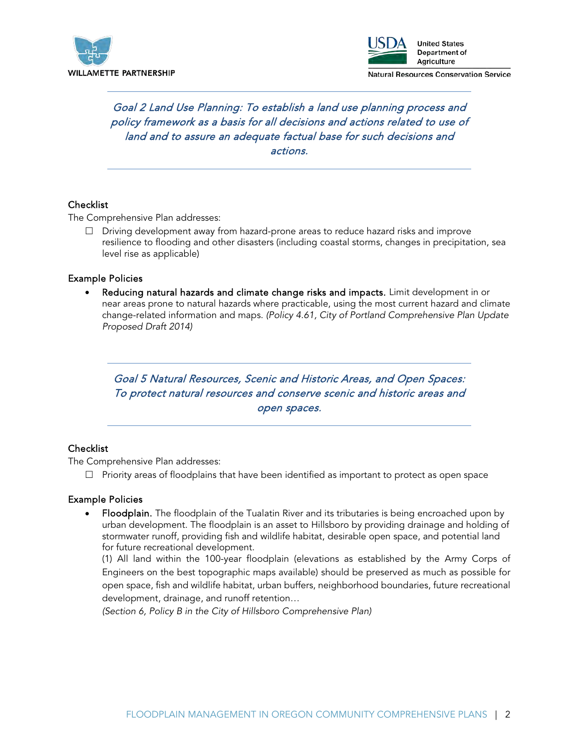*Goal 2 Land Use Planning: To establish a land use planning process and policy framework as a basis for all decisions and actions related to use of land and to assure an adequate factual base for such decisions and actions.*

### Checklist

The Comprehensive Plan addresses:

- ☐ Driving development away from hazard-prone areas to reduce hazard risks and improve resilience to flooding and other disasters (including coastal storms, changes in precipitation, sea level rise as applicable)

### Example Policies

- **Reducing natural hazards and climate change risks and impacts.** Limit development in or near areas prone to natural hazards where practicable, using the most current hazard and climate change-related information and maps. *(Policy 4.61, City of Portland Comprehensive Plan Update Proposed Draft 2014)*

*Goal 5 Natural Resources, Scenic and Historic Areas, and Open Spaces: To protect natural resources and conserve scenic and historic areas and open spaces.*

### Checklist

The Comprehensive Plan addresses:

- ☐ Priority areas of floodplains that have been identified as important to protect as open space

### Example Policies

- **Floodplain.** The floodplain of the Tualatin River and its tributaries is being encroached upon by urban development. The floodplain is an asset to Hillsboro by providing drainage and holding of stormwater runoff, providing fish and wildlife habitat, desirable open space, and potential land for future recreational development.

  (1) All land within the 100-year floodplain (elevations as established by the Army Corps of Engineers on the best topographic maps available) should be preserved as much as possible for open space, fish and wildlife habitat, urban buffers, neighborhood boundaries, future recreational development, drainage, and runoff retention…

  *(Section 6, Policy B in the City of Hillsboro Comprehensive Plan)*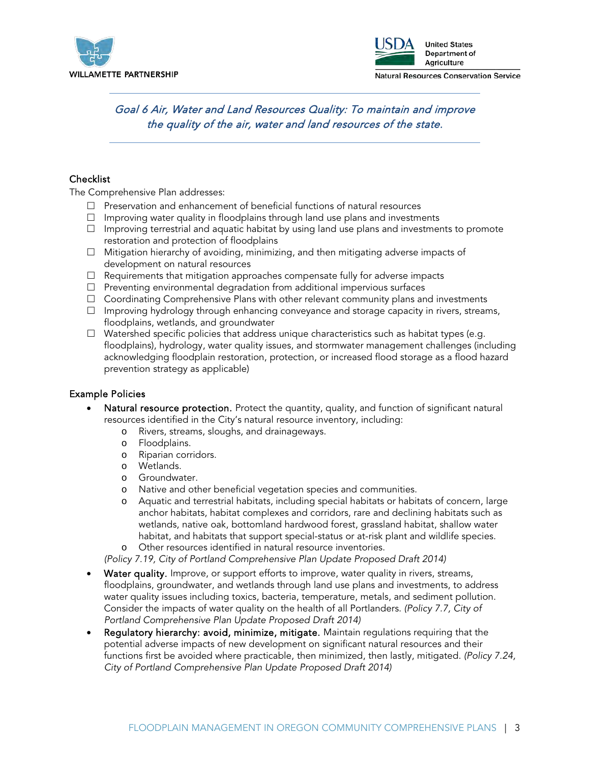*Goal 6 Air, Water and Land Resources Quality: To maintain and improve the quality of the air, water and land resources of the state.*

## Checklist

The Comprehensive Plan addresses:

- ☐ Preservation and enhancement of beneficial functions of natural resources
- ☐ Improving water quality in floodplains through land use plans and investments
- ☐ Improving terrestrial and aquatic habitat by using land use plans and investments to promote restoration and protection of floodplains
- ☐ Mitigation hierarchy of avoiding, minimizing, and then mitigating adverse impacts of development on natural resources
- ☐ Requirements that mitigation approaches compensate fully for adverse impacts
- ☐ Preventing environmental degradation from additional impervious surfaces
- ☐ Coordinating Comprehensive Plans with other relevant community plans and investments
- ☐ Improving hydrology through enhancing conveyance and storage capacity in rivers, streams, floodplains, wetlands, and groundwater
- ☐ Watershed specific policies that address unique characteristics such as habitat types (e.g. floodplains), hydrology, water quality issues, and stormwater management challenges (including acknowledging floodplain restoration, protection, or increased flood storage as a flood hazard prevention strategy as applicable)

## Example Policies

- **Natural resource protection.** Protect the quantity, quality, and function of significant natural resources identified in the City's natural resource inventory, including:
  - Rivers, streams, sloughs, and drainageways.
  - Floodplains.
  - Riparian corridors.
  - Wetlands.
  - Groundwater.
  - Native and other beneficial vegetation species and communities.
  - Aquatic and terrestrial habitats, including special habitats or habitats of concern, large anchor habitats, habitat complexes and corridors, rare and declining habitats such as wetlands, native oak, bottomland hardwood forest, grassland habitat, shallow water habitat, and habitats that support special-status or at-risk plant and wildlife species.
  - Other resources identified in natural resource inventories.

  *(Policy 7.19, City of Portland Comprehensive Plan Update Proposed Draft 2014)*
- **Water quality.** Improve, or support efforts to improve, water quality in rivers, streams, floodplains, groundwater, and wetlands through land use plans and investments, to address water quality issues including toxics, bacteria, temperature, metals, and sediment pollution. Consider the impacts of water quality on the health of all Portlanders. *(Policy 7.7, City of Portland Comprehensive Plan Update Proposed Draft 2014)*
- **Regulatory hierarchy: avoid, minimize, mitigate.** Maintain regulations requiring that the potential adverse impacts of new development on significant natural resources and their functions first be avoided where practicable, then minimized, then lastly, mitigated. *(Policy 7.24, City of Portland Comprehensive Plan Update Proposed Draft 2014)*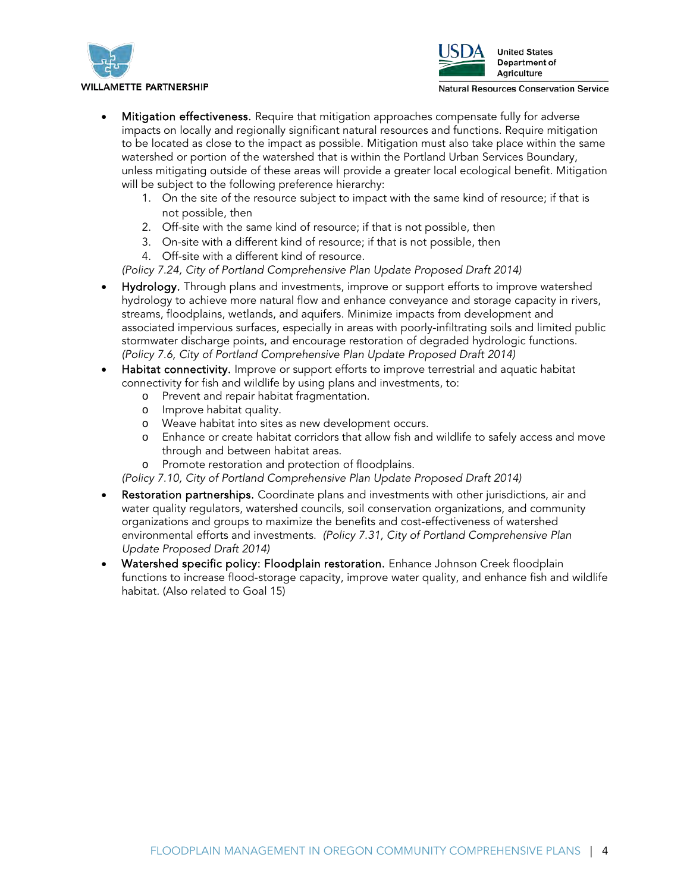- Mitigation effectiveness. Require that mitigation approaches compensate fully for adverse impacts on locally and regionally significant natural resources and functions. Require mitigation to be located as close to the impact as possible. Mitigation must also take place within the same watershed or portion of the watershed that is within the Portland Urban Services Boundary, unless mitigating outside of these areas will provide a greater local ecological benefit. Mitigation will be subject to the following preference hierarchy:
  1. On the site of the resource subject to impact with the same kind of resource; if that is not possible, then
  2. Off-site with the same kind of resource; if that is not possible, then
  3. On-site with a different kind of resource; if that is not possible, then
  4. Off-site with a different kind of resource.

  *(Policy 7.24, City of Portland Comprehensive Plan Update Proposed Draft 2014)*
- Hydrology. Through plans and investments, improve or support efforts to improve watershed hydrology to achieve more natural flow and enhance conveyance and storage capacity in rivers, streams, floodplains, wetlands, and aquifers. Minimize impacts from development and associated impervious surfaces, especially in areas with poorly-infiltrating soils and limited public stormwater discharge points, and encourage restoration of degraded hydrologic functions. *(Policy 7.6, City of Portland Comprehensive Plan Update Proposed Draft 2014)*
- Habitat connectivity. Improve or support efforts to improve terrestrial and aquatic habitat connectivity for fish and wildlife by using plans and investments, to:
  - Prevent and repair habitat fragmentation.
  - Improve habitat quality.
  - Weave habitat into sites as new development occurs.
  - Enhance or create habitat corridors that allow fish and wildlife to safely access and move through and between habitat areas.
  - Promote restoration and protection of floodplains.

  *(Policy 7.10, City of Portland Comprehensive Plan Update Proposed Draft 2014)*
- Restoration partnerships. Coordinate plans and investments with other jurisdictions, air and water quality regulators, watershed councils, soil conservation organizations, and community organizations and groups to maximize the benefits and cost-effectiveness of watershed environmental efforts and investments. *(Policy 7.31, City of Portland Comprehensive Plan Update Proposed Draft 2014)*
- Watershed specific policy: Floodplain restoration. Enhance Johnson Creek floodplain functions to increase flood-storage capacity, improve water quality, and enhance fish and wildlife habitat. (Also related to Goal 15)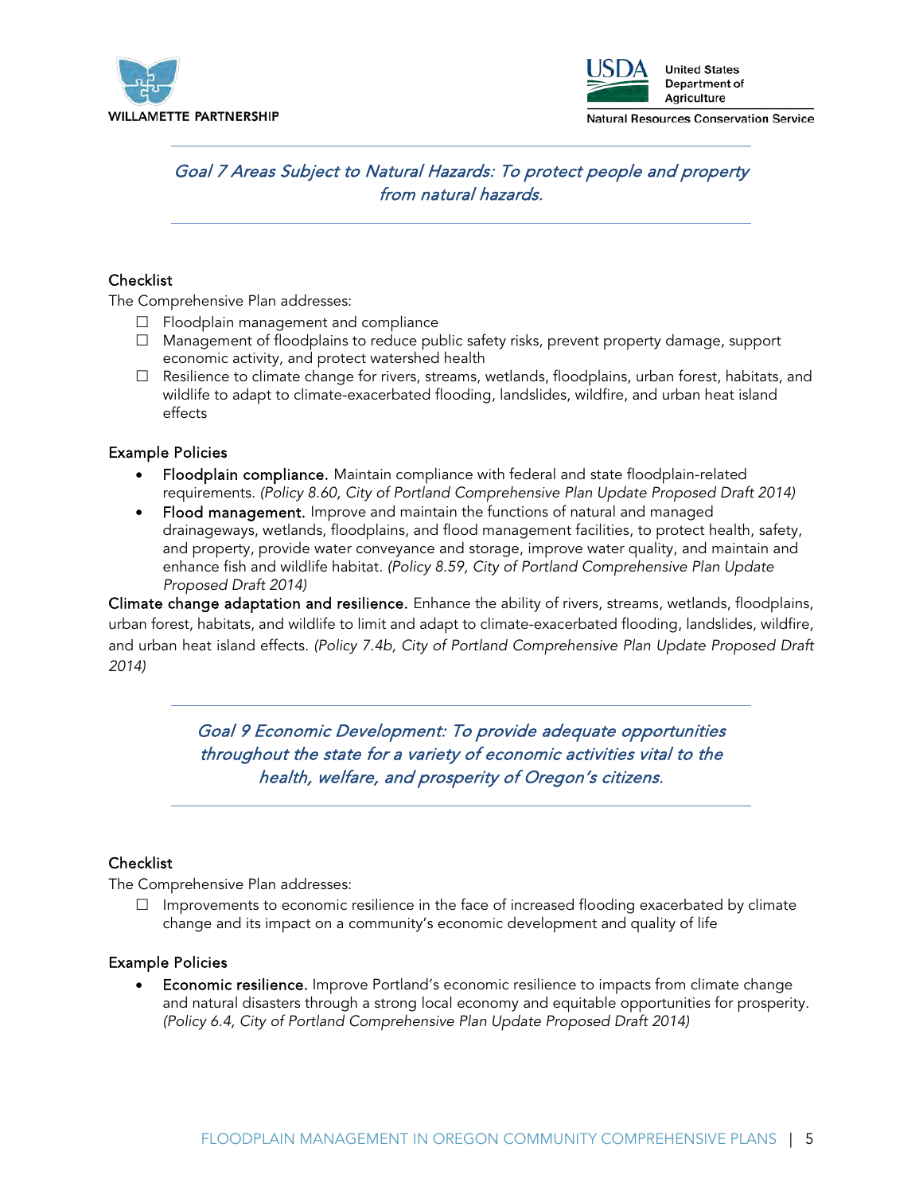## *Goal 7 Areas Subject to Natural Hazards: To protect people and property from natural hazards.*

### Checklist

The Comprehensive Plan addresses:

- ☐ Floodplain management and compliance
- ☐ Management of floodplains to reduce public safety risks, prevent property damage, support economic activity, and protect watershed health
- ☐ Resilience to climate change for rivers, streams, wetlands, floodplains, urban forest, habitats, and wildlife to adapt to climate-exacerbated flooding, landslides, wildfire, and urban heat island effects

### Example Policies

- **Floodplain compliance.** Maintain compliance with federal and state floodplain-related requirements. *(Policy 8.60, City of Portland Comprehensive Plan Update Proposed Draft 2014)*
- **Flood management.** Improve and maintain the functions of natural and managed drainageways, wetlands, floodplains, and flood management facilities, to protect health, safety, and property, provide water conveyance and storage, improve water quality, and maintain and enhance fish and wildlife habitat. *(Policy 8.59, City of Portland Comprehensive Plan Update Proposed Draft 2014)*

**Climate change adaptation and resilience.** Enhance the ability of rivers, streams, wetlands, floodplains, urban forest, habitats, and wildlife to limit and adapt to climate-exacerbated flooding, landslides, wildfire, and urban heat island effects. *(Policy 7.4b, City of Portland Comprehensive Plan Update Proposed Draft 2014)*

## *Goal 9 Economic Development: To provide adequate opportunities throughout the state for a variety of economic activities vital to the health, welfare, and prosperity of Oregon's citizens.*

### Checklist

The Comprehensive Plan addresses:

- ☐ Improvements to economic resilience in the face of increased flooding exacerbated by climate change and its impact on a community's economic development and quality of life

### Example Policies

- **Economic resilience.** Improve Portland's economic resilience to impacts from climate change and natural disasters through a strong local economy and equitable opportunities for prosperity. *(Policy 6.4, City of Portland Comprehensive Plan Update Proposed Draft 2014)*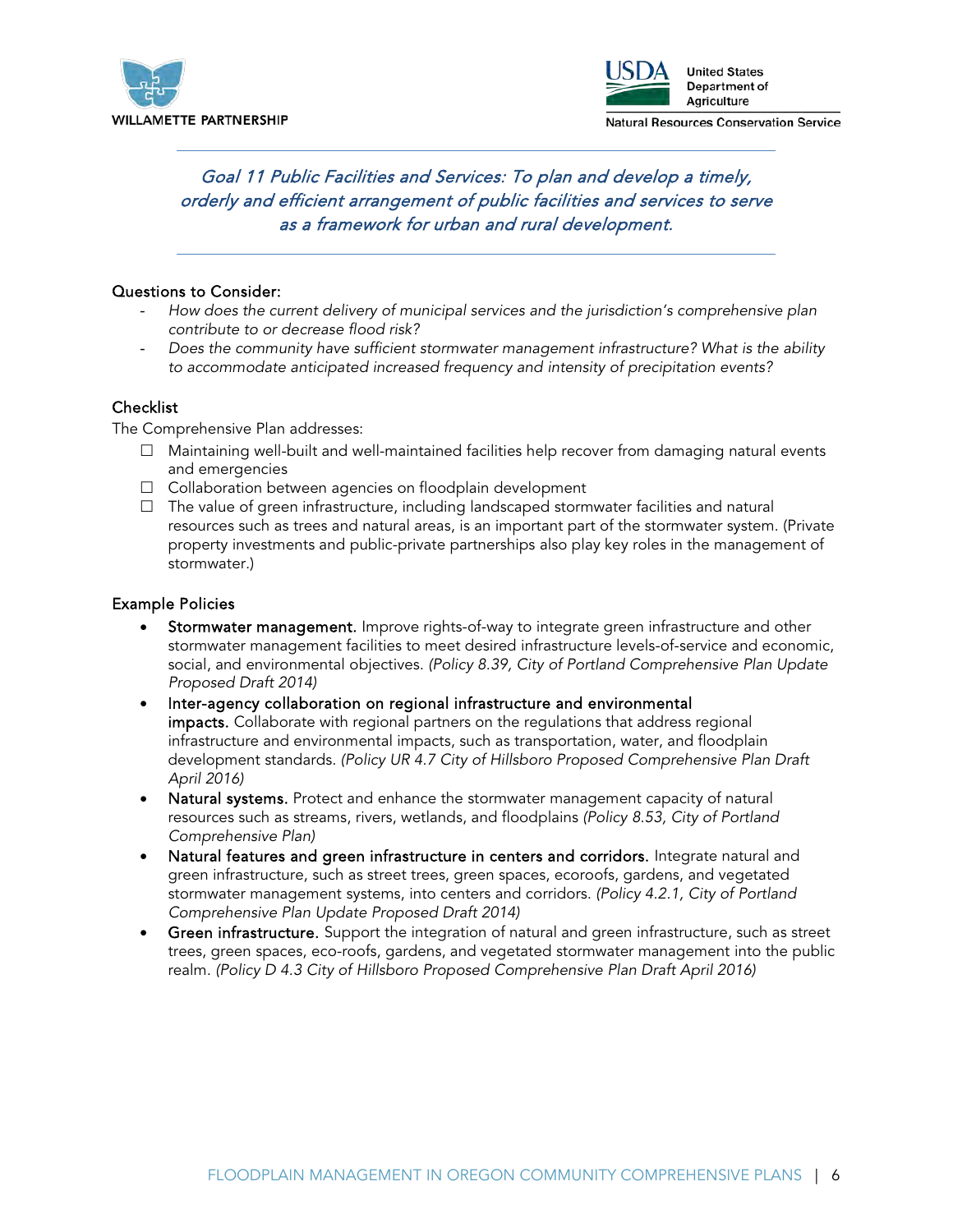*Goal 11 Public Facilities and Services: To plan and develop a timely, orderly and efficient arrangement of public facilities and services to serve as a framework for urban and rural development.*

---

### Questions to Consider:

- *How does the current delivery of municipal services and the jurisdiction's comprehensive plan contribute to or decrease flood risk?*
- *Does the community have sufficient stormwater management infrastructure? What is the ability to accommodate anticipated increased frequency and intensity of precipitation events?*

### Checklist

The Comprehensive Plan addresses:

- ☐ Maintaining well-built and well-maintained facilities help recover from damaging natural events and emergencies
- ☐ Collaboration between agencies on floodplain development
- ☐ The value of green infrastructure, including landscaped stormwater facilities and natural resources such as trees and natural areas, is an important part of the stormwater system. (Private property investments and public-private partnerships also play key roles in the management of stormwater.)

### Example Policies

- **Stormwater management.** Improve rights-of-way to integrate green infrastructure and other stormwater management facilities to meet desired infrastructure levels-of-service and economic, social, and environmental objectives. *(Policy 8.39, City of Portland Comprehensive Plan Update Proposed Draft 2014)*
- **Inter-agency collaboration on regional infrastructure and environmental impacts.** Collaborate with regional partners on the regulations that address regional infrastructure and environmental impacts, such as transportation, water, and floodplain development standards. *(Policy UR 4.7 City of Hillsboro Proposed Comprehensive Plan Draft April 2016)*
- **Natural systems.** Protect and enhance the stormwater management capacity of natural resources such as streams, rivers, wetlands, and floodplains *(Policy 8.53, City of Portland Comprehensive Plan)*
- **Natural features and green infrastructure in centers and corridors.** Integrate natural and green infrastructure, such as street trees, green spaces, ecoroofs, gardens, and vegetated stormwater management systems, into centers and corridors. *(Policy 4.2.1, City of Portland Comprehensive Plan Update Proposed Draft 2014)*
- **Green infrastructure.** Support the integration of natural and green infrastructure, such as street trees, green spaces, eco-roofs, gardens, and vegetated stormwater management into the public realm. *(Policy D 4.3 City of Hillsboro Proposed Comprehensive Plan Draft April 2016)*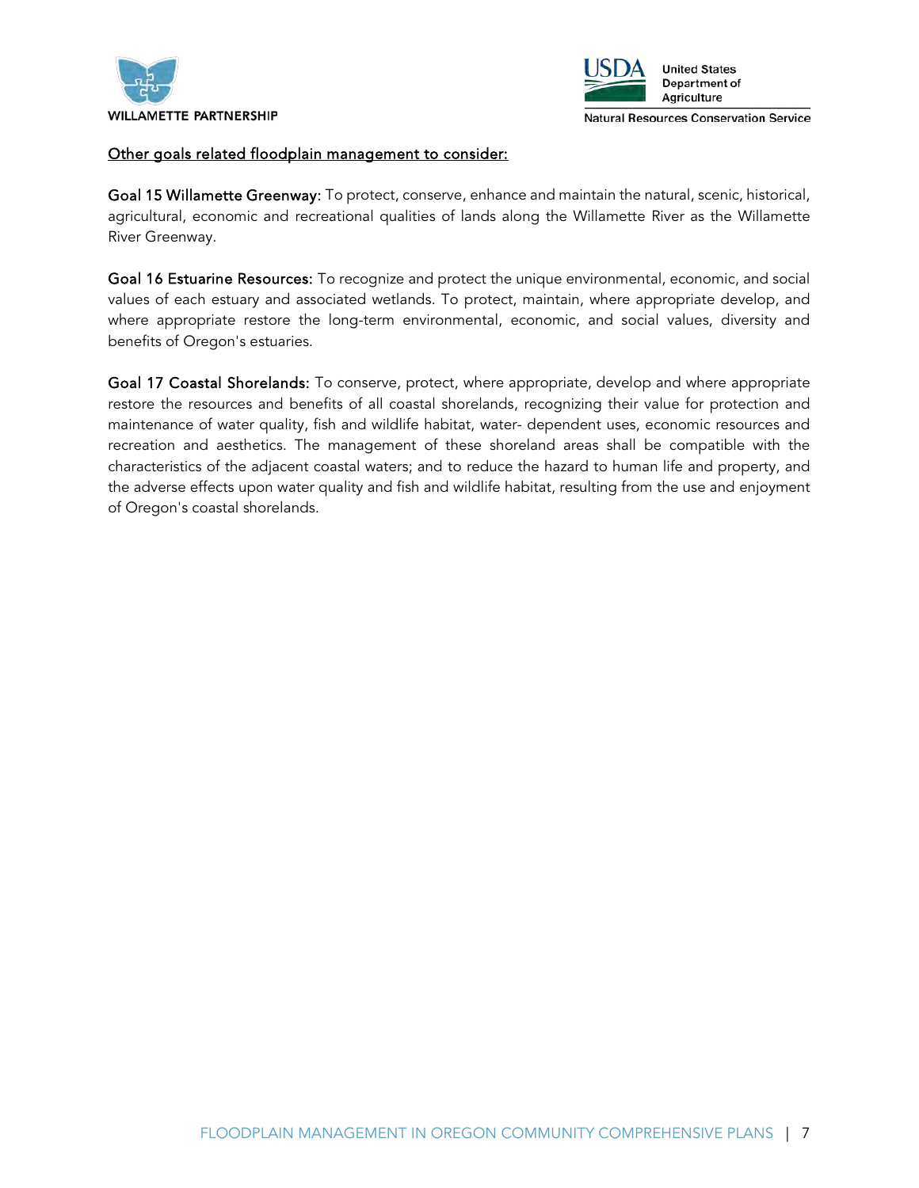<u>Other goals related floodplain management to consider:</u>

**Goal 15 Willamette Greenway:** To protect, conserve, enhance and maintain the natural, scenic, historical, agricultural, economic and recreational qualities of lands along the Willamette River as the Willamette River Greenway.

**Goal 16 Estuarine Resources:** To recognize and protect the unique environmental, economic, and social values of each estuary and associated wetlands. To protect, maintain, where appropriate develop, and where appropriate restore the long-term environmental, economic, and social values, diversity and benefits of Oregon's estuaries.

**Goal 17 Coastal Shorelands:** To conserve, protect, where appropriate, develop and where appropriate restore the resources and benefits of all coastal shorelands, recognizing their value for protection and maintenance of water quality, fish and wildlife habitat, water- dependent uses, economic resources and recreation and aesthetics. The management of these shoreland areas shall be compatible with the characteristics of the adjacent coastal waters; and to reduce the hazard to human life and property, and the adverse effects upon water quality and fish and wildlife habitat, resulting from the use and enjoyment of Oregon's coastal shorelands.